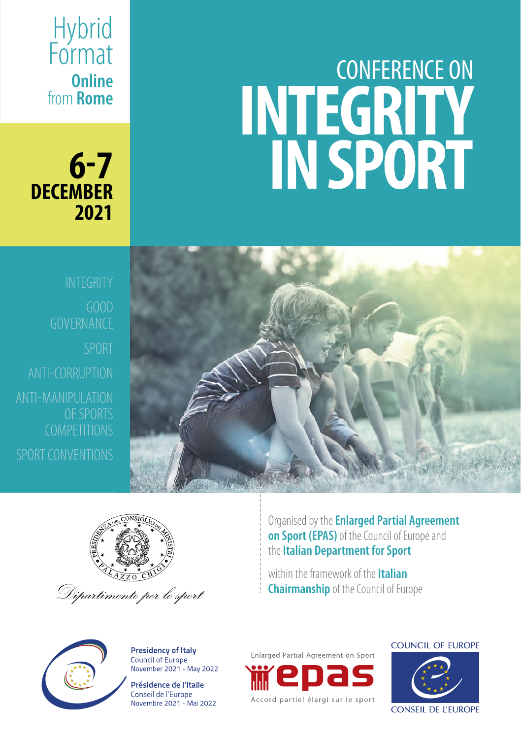Hybrid Format

**Online** from **Rome**

**6-7 DECEMBER 2021**

# CONFERENCE ON INTEGRITY IN SPORT

INTEGRITY

GOOD GOVERNANCE

SPORT

ANTI-CORRUPTION

ANTI-MANIPULATION OF SPORTS COMPETITIONS

SPORT CONVENTIONS

PRESIDENZA DEL CONSIGLIO DEI MINISTRI

PALAZZO CHIGI

*Dipartimento per lo sport*

Organised by the **Enlarged Partial Agreement on Sport (EPAS)** of the Council of Europe and the **Italian Department for Sport**

within the framework of the **Italian Chairmanship** of the Council of Europe

**Presidency of Italy**
Council of Europe
November 2021 - May 2022

**Présidence de l'Italie**
Conseil de l'Europe
Novembre 2021 - Mai 2022

Enlarged Partial Agreement on Sport

epas

Accord partiel élargi sur le sport

COUNCIL OF EUROPE

CONSEIL DE L'EUROPE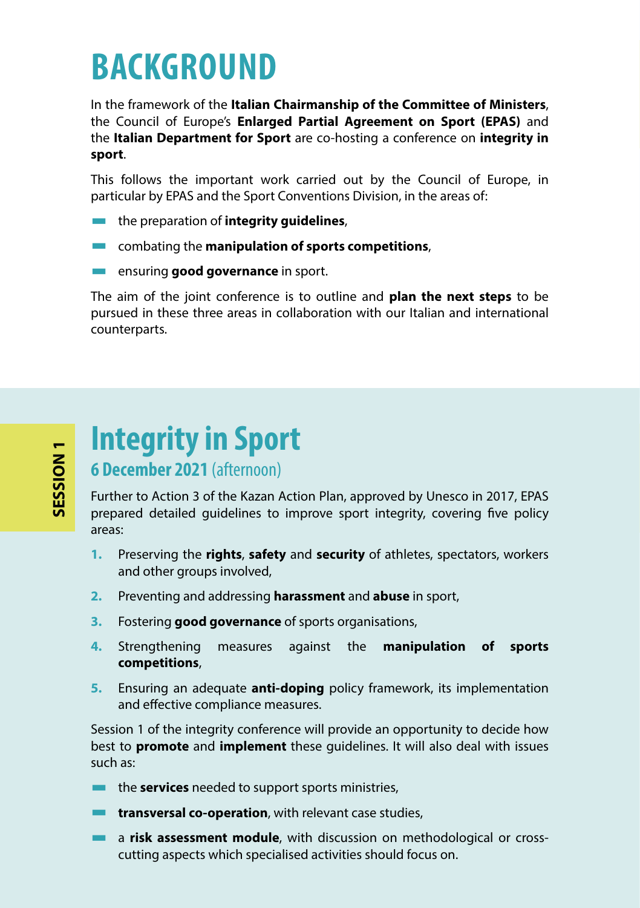# BACKGROUND

In the framework of the **Italian Chairmanship of the Committee of Ministers**, the Council of Europe's **Enlarged Partial Agreement on Sport (EPAS)** and the **Italian Department for Sport** are co-hosting a conference on **integrity in sport**.

This follows the important work carried out by the Council of Europe, in particular by EPAS and the Sport Conventions Division, in the areas of:

- the preparation of **integrity guidelines**,
- combating the **manipulation of sports competitions**,
- ensuring **good governance** in sport.

The aim of the joint conference is to outline and **plan the next steps** to be pursued in these three areas in collaboration with our Italian and international counterparts.

SESSION 1

## Integrity in Sport

### 6 December 2021 (afternoon)

Further to Action 3 of the Kazan Action Plan, approved by Unesco in 2017, EPAS prepared detailed guidelines to improve sport integrity, covering five policy areas:

1. Preserving the **rights**, **safety** and **security** of athletes, spectators, workers and other groups involved,
2. Preventing and addressing **harassment** and **abuse** in sport,
3. Fostering **good governance** of sports organisations,
4. Strengthening measures against the **manipulation of sports competitions**,
5. Ensuring an adequate **anti-doping** policy framework, its implementation and effective compliance measures.

Session 1 of the integrity conference will provide an opportunity to decide how best to **promote** and **implement** these guidelines. It will also deal with issues such as:

- the **services** needed to support sports ministries,
- **transversal co-operation**, with relevant case studies,
- a **risk assessment module**, with discussion on methodological or cross-cutting aspects which specialised activities should focus on.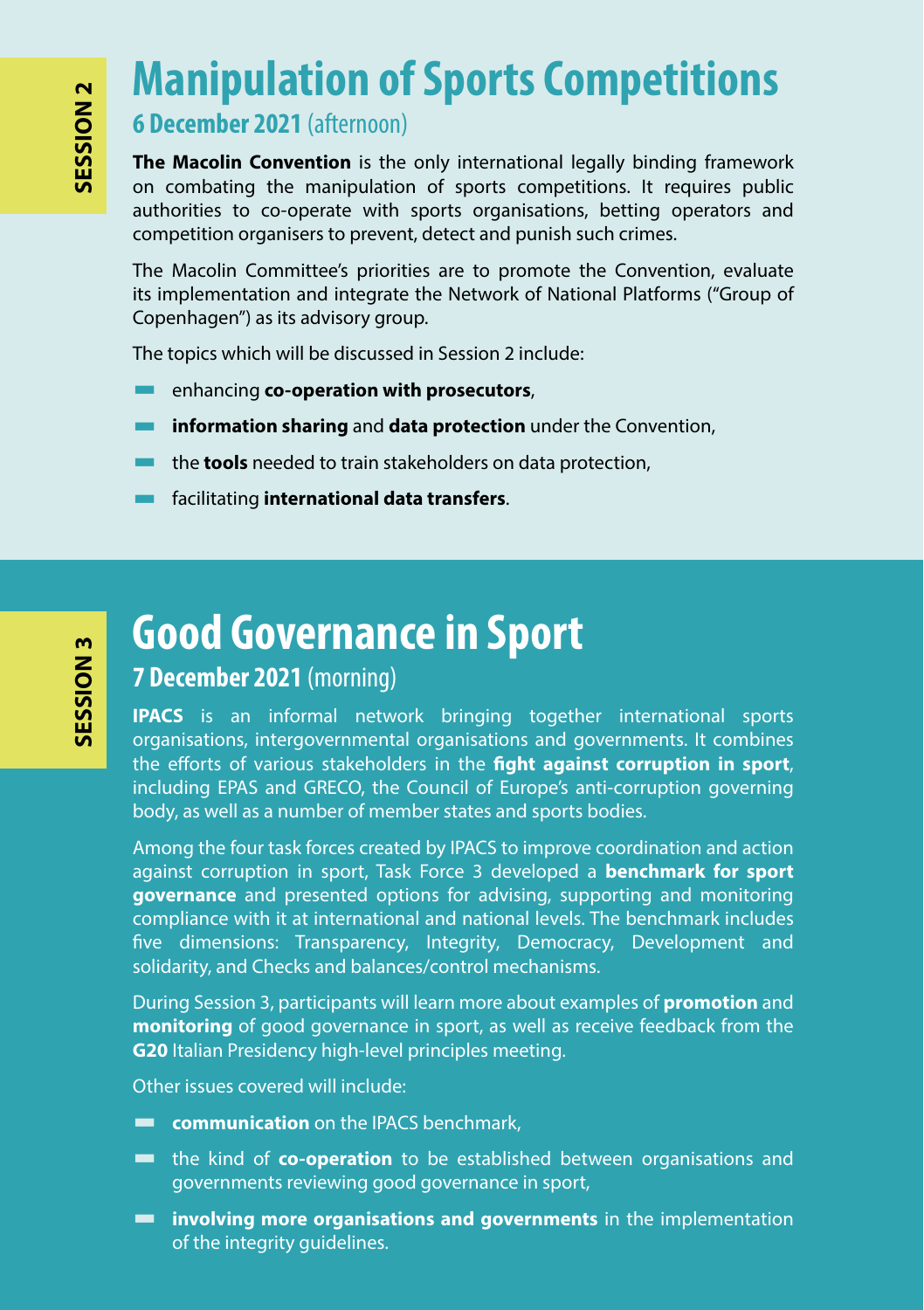SESSION 2

# Manipulation of Sports Competitions

**6 December 2021** (afternoon)

**The Macolin Convention** is the only international legally binding framework on combating the manipulation of sports competitions. It requires public authorities to co-operate with sports organisations, betting operators and competition organisers to prevent, detect and punish such crimes.

The Macolin Committee's priorities are to promote the Convention, evaluate its implementation and integrate the Network of National Platforms ("Group of Copenhagen") as its advisory group.

The topics which will be discussed in Session 2 include:

- enhancing **co-operation with prosecutors**,
- **information sharing** and **data protection** under the Convention,
- the **tools** needed to train stakeholders on data protection,
- facilitating **international data transfers**.

SESSION 3

# Good Governance in Sport

**7 December 2021** (morning)

**IPACS** is an informal network bringing together international sports organisations, intergovernmental organisations and governments. It combines the efforts of various stakeholders in the **fight against corruption in sport**, including EPAS and GRECO, the Council of Europe's anti-corruption governing body, as well as a number of member states and sports bodies.

Among the four task forces created by IPACS to improve coordination and action against corruption in sport, Task Force 3 developed a **benchmark for sport governance** and presented options for advising, supporting and monitoring compliance with it at international and national levels. The benchmark includes five dimensions: Transparency, Integrity, Democracy, Development and solidarity, and Checks and balances/control mechanisms.

During Session 3, participants will learn more about examples of **promotion** and **monitoring** of good governance in sport, as well as receive feedback from the **G20** Italian Presidency high-level principles meeting.

Other issues covered will include:

- **communication** on the IPACS benchmark,
- the kind of **co-operation** to be established between organisations and governments reviewing good governance in sport,
- **involving more organisations and governments** in the implementation of the integrity guidelines.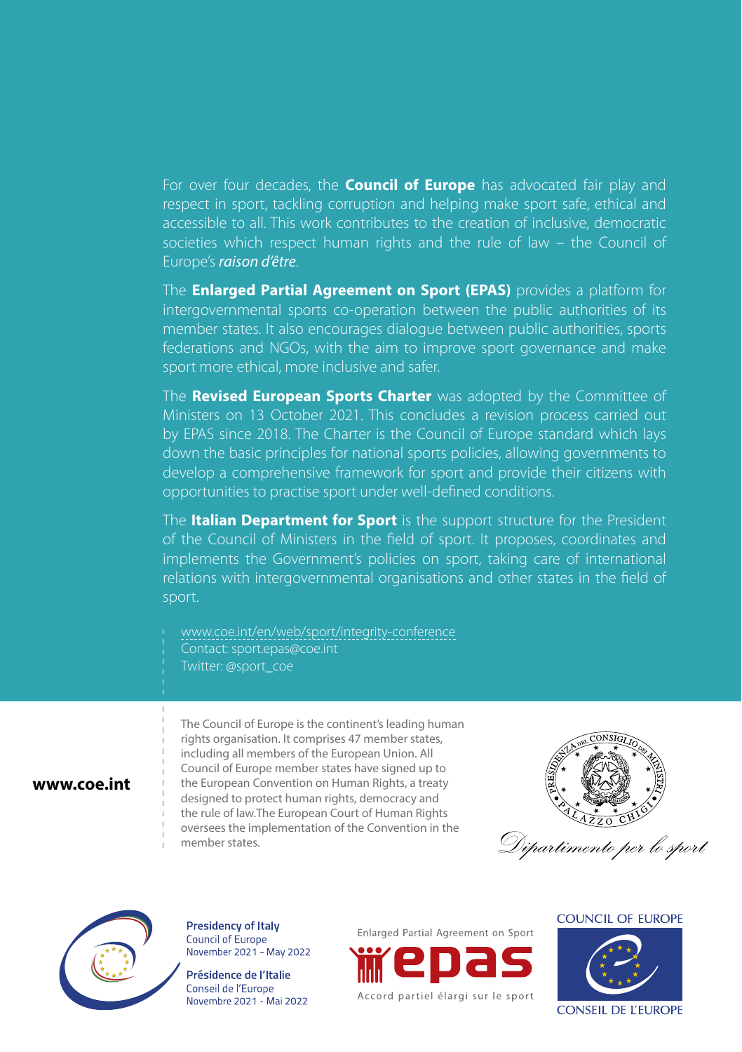For over four decades, the **Council of Europe** has advocated fair play and respect in sport, tackling corruption and helping make sport safe, ethical and accessible to all. This work contributes to the creation of inclusive, democratic societies which respect human rights and the rule of law – the Council of Europe's *raison d'être*.

The **Enlarged Partial Agreement on Sport (EPAS)** provides a platform for intergovernmental sports co-operation between the public authorities of its member states. It also encourages dialogue between public authorities, sports federations and NGOs, with the aim to improve sport governance and make sport more ethical, more inclusive and safer.

The **Revised European Sports Charter** was adopted by the Committee of Ministers on 13 October 2021. This concludes a revision process carried out by EPAS since 2018. The Charter is the Council of Europe standard which lays down the basic principles for national sports policies, allowing governments to develop a comprehensive framework for sport and provide their citizens with opportunities to practise sport under well-defined conditions.

The **Italian Department for Sport** is the support structure for the President of the Council of Ministers in the field of sport. It proposes, coordinates and implements the Government's policies on sport, taking care of international relations with intergovernmental organisations and other states in the field of sport.

www.coe.int/en/web/sport/integrity-conference
Contact: sport.epas@coe.int
Twitter: @sport_coe

**www.coe.int**

The Council of Europe is the continent's leading human rights organisation. It comprises 47 member states, including all members of the European Union. All Council of Europe member states have signed up to the European Convention on Human Rights, a treaty designed to protect human rights, democracy and the rule of law.The European Court of Human Rights oversees the implementation of the Convention in the member states.

PRESIDENZA DEL CONSIGLIO DEI MINISTRI
PALAZZO CHIGI
Dipartimento per lo sport

Presidency of Italy
Council of Europe
November 2021 - May 2022

Présidence de l'Italie
Conseil de l'Europe
Novembre 2021 - Mai 2022

Enlarged Partial Agreement on Sport
epas
Accord partiel élargi sur le sport

COUNCIL OF EUROPE
CONSEIL DE L'EUROPE